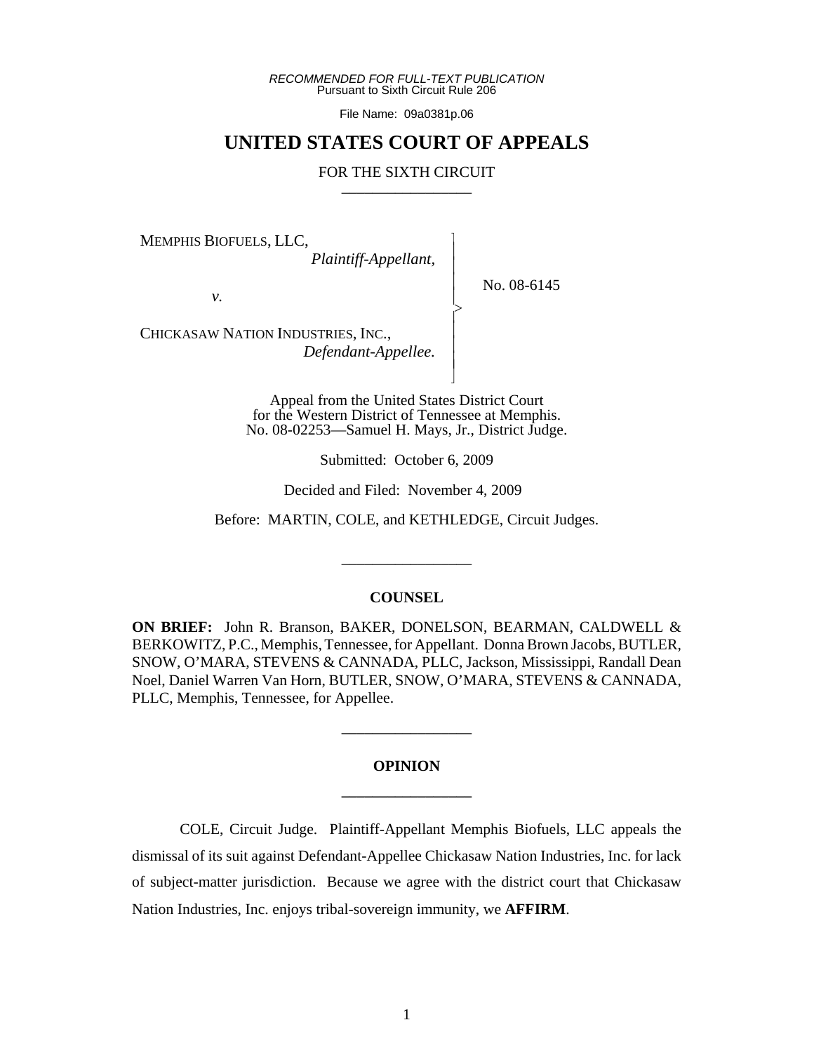*RECOMMENDED FOR FULL-TEXT PUBLICATION*
Pursuant to Sixth Circuit Rule 206

File Name: 09a0381p.06

# UNITED STATES COURT OF APPEALS

FOR THE SIXTH CIRCUIT

---

MEMPHIS BIOFUELS, LLC,
*Plaintiff-Appellant,*

*v.*

CHICKASAW NATION INDUSTRIES, INC.,
*Defendant-Appellee.*

No. 08-6145

Appeal from the United States District Court
for the Western District of Tennessee at Memphis.
No. 08-02253—Samuel H. Mays, Jr., District Judge.

Submitted: October 6, 2009

Decided and Filed: November 4, 2009

Before: MARTIN, COLE, and KETHLEDGE, Circuit Judges.

---

**COUNSEL**

**ON BRIEF:** John R. Branson, BAKER, DONELSON, BEARMAN, CALDWELL & BERKOWITZ, P.C., Memphis, Tennessee, for Appellant. Donna Brown Jacobs, BUTLER, SNOW, O'MARA, STEVENS & CANNADA, PLLC, Jackson, Mississippi, Randall Dean Noel, Daniel Warren Van Horn, BUTLER, SNOW, O'MARA, STEVENS & CANNADA, PLLC, Memphis, Tennessee, for Appellee.

---

**OPINION**

---

COLE, Circuit Judge. Plaintiff-Appellant Memphis Biofuels, LLC appeals the dismissal of its suit against Defendant-Appellee Chickasaw Nation Industries, Inc. for lack of subject-matter jurisdiction. Because we agree with the district court that Chickasaw Nation Industries, Inc. enjoys tribal-sovereign immunity, we **AFFIRM**.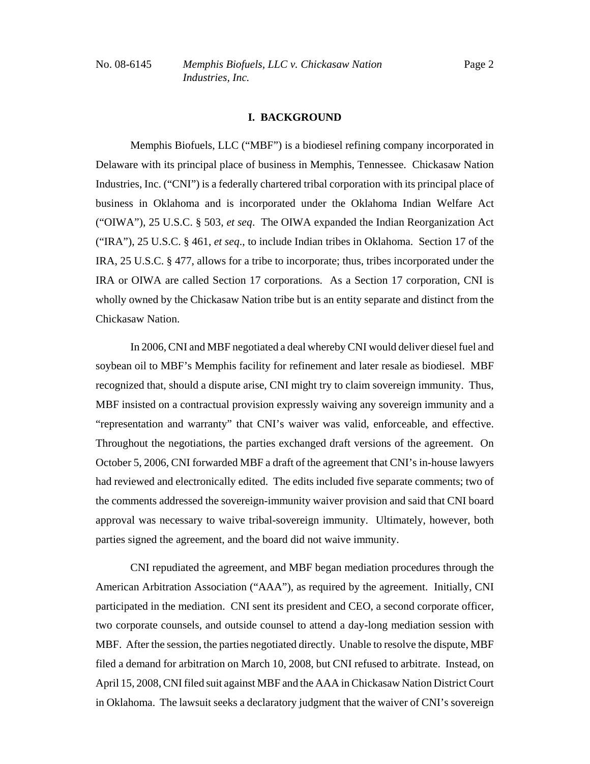## I. BACKGROUND

Memphis Biofuels, LLC ("MBF") is a biodiesel refining company incorporated in Delaware with its principal place of business in Memphis, Tennessee. Chickasaw Nation Industries, Inc. ("CNI") is a federally chartered tribal corporation with its principal place of business in Oklahoma and is incorporated under the Oklahoma Indian Welfare Act ("OIWA"), 25 U.S.C. § 503, *et seq*. The OIWA expanded the Indian Reorganization Act ("IRA"), 25 U.S.C. § 461, *et seq*., to include Indian tribes in Oklahoma. Section 17 of the IRA, 25 U.S.C. § 477, allows for a tribe to incorporate; thus, tribes incorporated under the IRA or OIWA are called Section 17 corporations. As a Section 17 corporation, CNI is wholly owned by the Chickasaw Nation tribe but is an entity separate and distinct from the Chickasaw Nation.

In 2006, CNI and MBF negotiated a deal whereby CNI would deliver diesel fuel and soybean oil to MBF's Memphis facility for refinement and later resale as biodiesel. MBF recognized that, should a dispute arise, CNI might try to claim sovereign immunity. Thus, MBF insisted on a contractual provision expressly waiving any sovereign immunity and a "representation and warranty" that CNI's waiver was valid, enforceable, and effective. Throughout the negotiations, the parties exchanged draft versions of the agreement. On October 5, 2006, CNI forwarded MBF a draft of the agreement that CNI's in-house lawyers had reviewed and electronically edited. The edits included five separate comments; two of the comments addressed the sovereign-immunity waiver provision and said that CNI board approval was necessary to waive tribal-sovereign immunity. Ultimately, however, both parties signed the agreement, and the board did not waive immunity.

CNI repudiated the agreement, and MBF began mediation procedures through the American Arbitration Association ("AAA"), as required by the agreement. Initially, CNI participated in the mediation. CNI sent its president and CEO, a second corporate officer, two corporate counsels, and outside counsel to attend a day-long mediation session with MBF. After the session, the parties negotiated directly. Unable to resolve the dispute, MBF filed a demand for arbitration on March 10, 2008, but CNI refused to arbitrate. Instead, on April 15, 2008, CNI filed suit against MBF and the AAA in Chickasaw Nation District Court in Oklahoma. The lawsuit seeks a declaratory judgment that the waiver of CNI's sovereign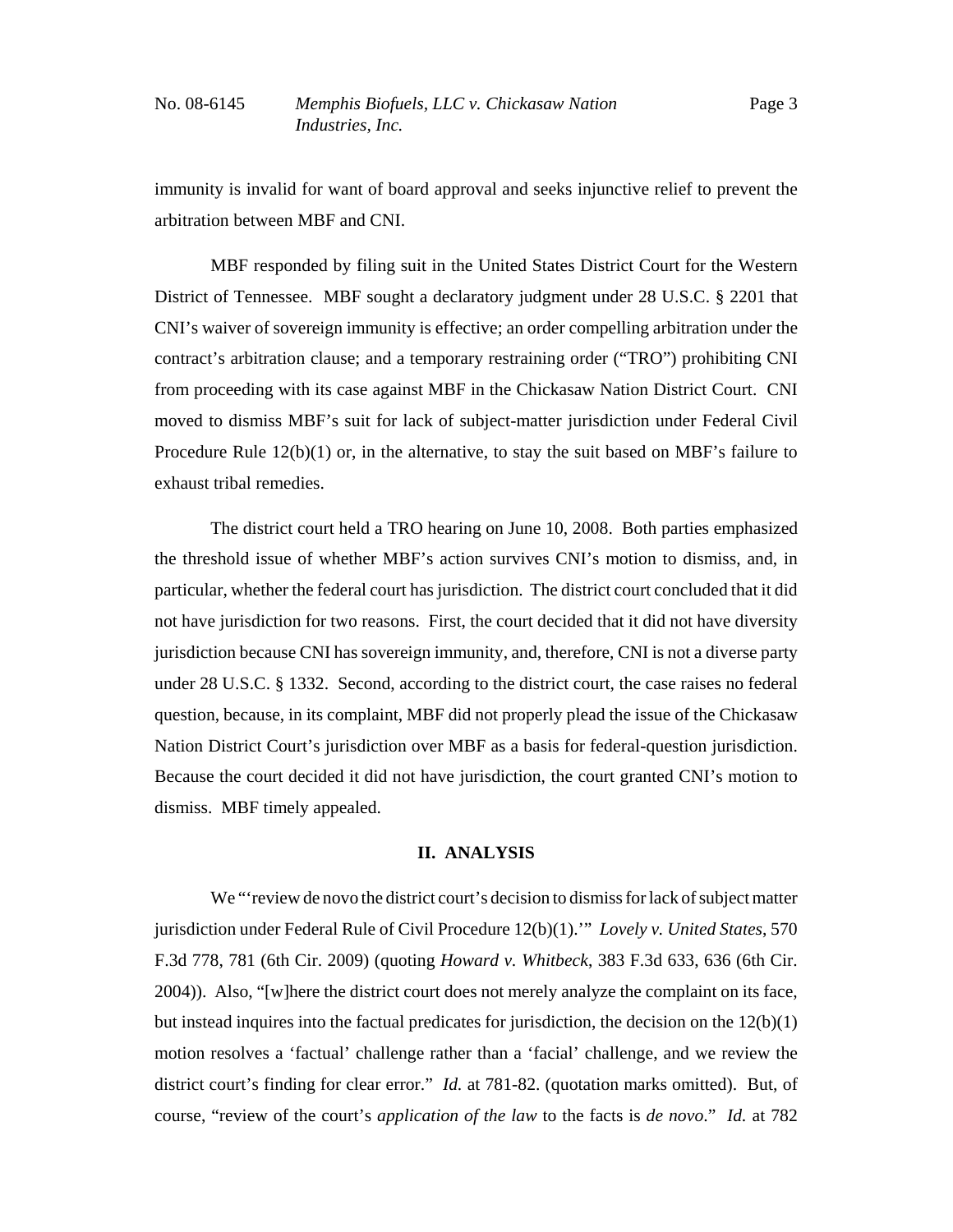immunity is invalid for want of board approval and seeks injunctive relief to prevent the arbitration between MBF and CNI.

MBF responded by filing suit in the United States District Court for the Western District of Tennessee. MBF sought a declaratory judgment under 28 U.S.C. § 2201 that CNI's waiver of sovereign immunity is effective; an order compelling arbitration under the contract's arbitration clause; and a temporary restraining order ("TRO") prohibiting CNI from proceeding with its case against MBF in the Chickasaw Nation District Court. CNI moved to dismiss MBF's suit for lack of subject-matter jurisdiction under Federal Civil Procedure Rule 12(b)(1) or, in the alternative, to stay the suit based on MBF's failure to exhaust tribal remedies.

The district court held a TRO hearing on June 10, 2008. Both parties emphasized the threshold issue of whether MBF's action survives CNI's motion to dismiss, and, in particular, whether the federal court has jurisdiction. The district court concluded that it did not have jurisdiction for two reasons. First, the court decided that it did not have diversity jurisdiction because CNI has sovereign immunity, and, therefore, CNI is not a diverse party under 28 U.S.C. § 1332. Second, according to the district court, the case raises no federal question, because, in its complaint, MBF did not properly plead the issue of the Chickasaw Nation District Court's jurisdiction over MBF as a basis for federal-question jurisdiction. Because the court decided it did not have jurisdiction, the court granted CNI's motion to dismiss. MBF timely appealed.

## II. ANALYSIS

We "'review de novo the district court's decision to dismiss for lack of subject matter jurisdiction under Federal Rule of Civil Procedure 12(b)(1).'" *Lovely v. United States*, 570 F.3d 778, 781 (6th Cir. 2009) (quoting *Howard v. Whitbeck*, 383 F.3d 633, 636 (6th Cir. 2004)). Also, "[w]here the district court does not merely analyze the complaint on its face, but instead inquires into the factual predicates for jurisdiction, the decision on the 12(b)(1) motion resolves a 'factual' challenge rather than a 'facial' challenge, and we review the district court's finding for clear error." *Id.* at 781-82. (quotation marks omitted). But, of course, "review of the court's *application of the law* to the facts is *de novo*." *Id.* at 782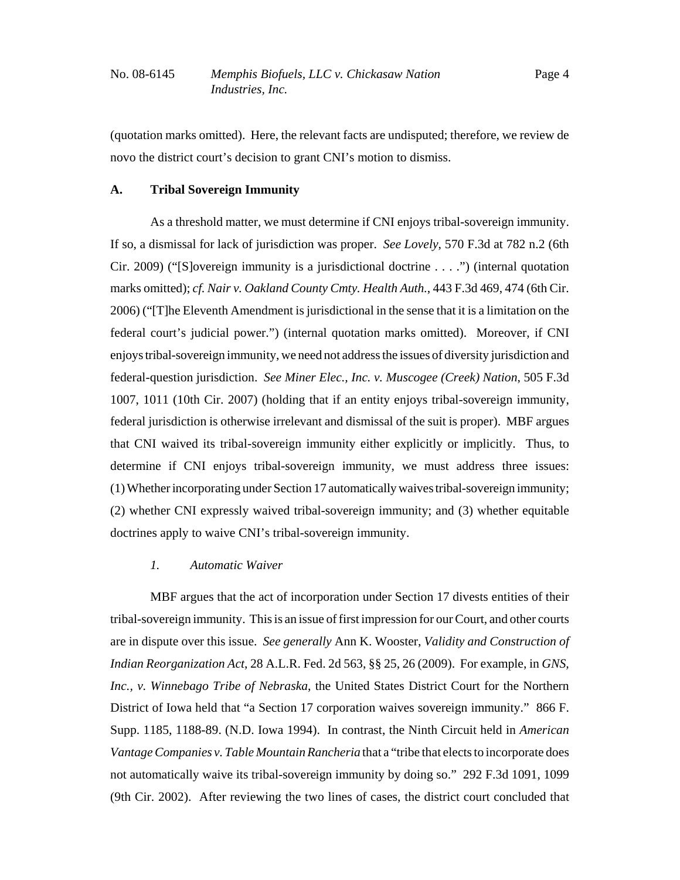(quotation marks omitted). Here, the relevant facts are undisputed; therefore, we review de novo the district court's decision to grant CNI's motion to dismiss.

### A. Tribal Sovereign Immunity

As a threshold matter, we must determine if CNI enjoys tribal-sovereign immunity. If so, a dismissal for lack of jurisdiction was proper. *See Lovely*, 570 F.3d at 782 n.2 (6th Cir. 2009) ("[S]overeign immunity is a jurisdictional doctrine . . . .") (internal quotation marks omitted); *cf. Nair v. Oakland County Cmty. Health Auth.*, 443 F.3d 469, 474 (6th Cir. 2006) ("[T]he Eleventh Amendment is jurisdictional in the sense that it is a limitation on the federal court's judicial power.") (internal quotation marks omitted). Moreover, if CNI enjoys tribal-sovereign immunity, we need not address the issues of diversity jurisdiction and federal-question jurisdiction. *See Miner Elec., Inc. v. Muscogee (Creek) Nation*, 505 F.3d 1007, 1011 (10th Cir. 2007) (holding that if an entity enjoys tribal-sovereign immunity, federal jurisdiction is otherwise irrelevant and dismissal of the suit is proper). MBF argues that CNI waived its tribal-sovereign immunity either explicitly or implicitly. Thus, to determine if CNI enjoys tribal-sovereign immunity, we must address three issues: (1) Whether incorporating under Section 17 automatically waives tribal-sovereign immunity; (2) whether CNI expressly waived tribal-sovereign immunity; and (3) whether equitable doctrines apply to waive CNI's tribal-sovereign immunity.

#### *1. Automatic Waiver*

MBF argues that the act of incorporation under Section 17 divests entities of their tribal-sovereign immunity. This is an issue of first impression for our Court, and other courts are in dispute over this issue. *See generally* Ann K. Wooster, *Validity and Construction of Indian Reorganization Act*, 28 A.L.R. Fed. 2d 563, §§ 25, 26 (2009). For example, in *GNS, Inc., v. Winnebago Tribe of Nebraska*, the United States District Court for the Northern District of Iowa held that "a Section 17 corporation waives sovereign immunity." 866 F. Supp. 1185, 1188-89. (N.D. Iowa 1994). In contrast, the Ninth Circuit held in *American Vantage Companies v. Table Mountain Rancheria* that a "tribe that elects to incorporate does not automatically waive its tribal-sovereign immunity by doing so." 292 F.3d 1091, 1099 (9th Cir. 2002). After reviewing the two lines of cases, the district court concluded that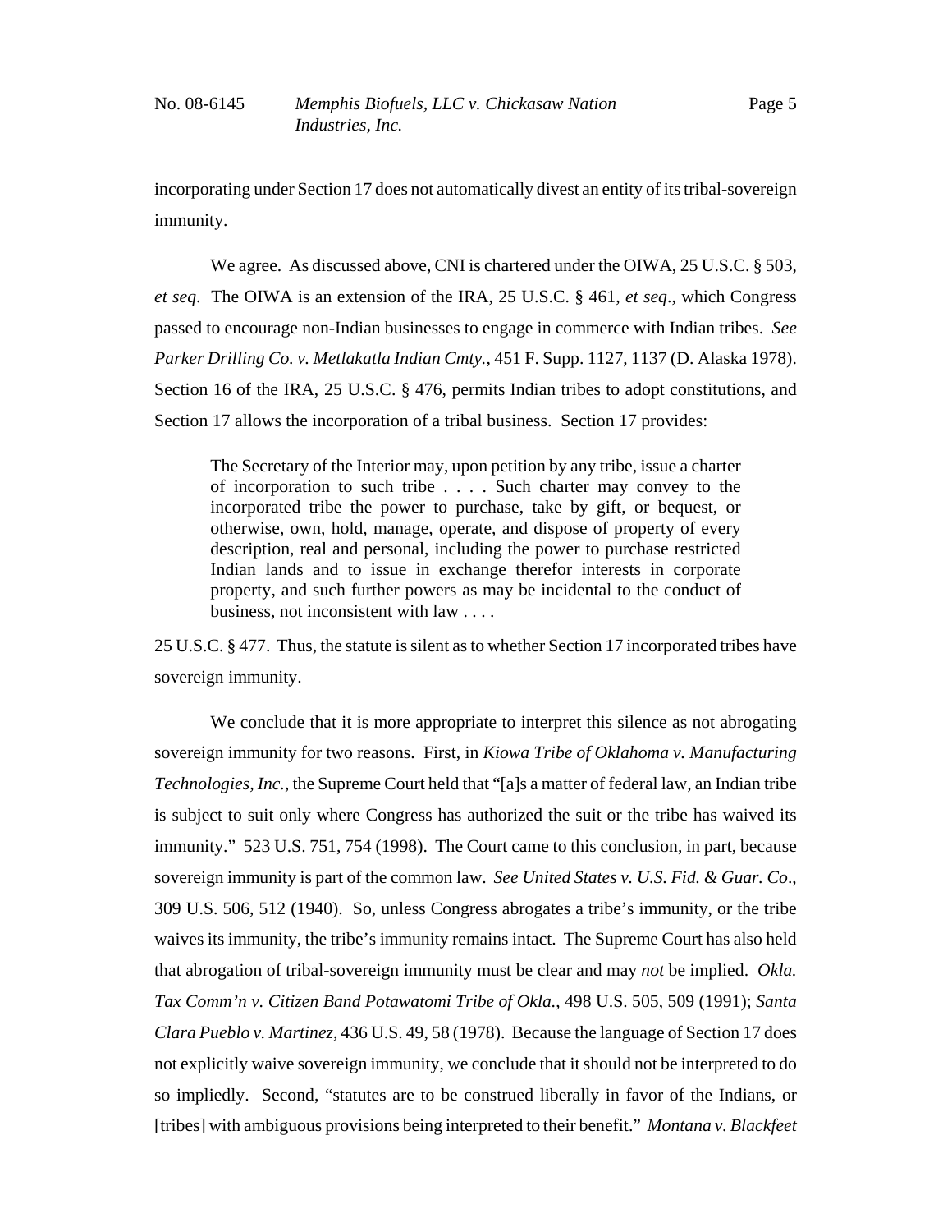incorporating under Section 17 does not automatically divest an entity of its tribal-sovereign immunity.

We agree. As discussed above, CNI is chartered under the OIWA, 25 U.S.C. § 503, *et seq*. The OIWA is an extension of the IRA, 25 U.S.C. § 461, *et seq*., which Congress passed to encourage non-Indian businesses to engage in commerce with Indian tribes. *See Parker Drilling Co. v. Metlakatla Indian Cmty.*, 451 F. Supp. 1127, 1137 (D. Alaska 1978). Section 16 of the IRA, 25 U.S.C. § 476, permits Indian tribes to adopt constitutions, and Section 17 allows the incorporation of a tribal business. Section 17 provides:

> The Secretary of the Interior may, upon petition by any tribe, issue a charter of incorporation to such tribe . . . . Such charter may convey to the incorporated tribe the power to purchase, take by gift, or bequest, or otherwise, own, hold, manage, operate, and dispose of property of every description, real and personal, including the power to purchase restricted Indian lands and to issue in exchange therefor interests in corporate property, and such further powers as may be incidental to the conduct of business, not inconsistent with law . . . .

25 U.S.C. § 477. Thus, the statute is silent as to whether Section 17 incorporated tribes have sovereign immunity.

We conclude that it is more appropriate to interpret this silence as not abrogating sovereign immunity for two reasons. First, in *Kiowa Tribe of Oklahoma v. Manufacturing Technologies, Inc.*, the Supreme Court held that "[a]s a matter of federal law, an Indian tribe is subject to suit only where Congress has authorized the suit or the tribe has waived its immunity." 523 U.S. 751, 754 (1998). The Court came to this conclusion, in part, because sovereign immunity is part of the common law. *See United States v. U.S. Fid. & Guar. Co*., 309 U.S. 506, 512 (1940). So, unless Congress abrogates a tribe's immunity, or the tribe waives its immunity, the tribe's immunity remains intact. The Supreme Court has also held that abrogation of tribal-sovereign immunity must be clear and may *not* be implied. *Okla. Tax Comm'n v. Citizen Band Potawatomi Tribe of Okla.*, 498 U.S. 505, 509 (1991); *Santa Clara Pueblo v. Martinez*, 436 U.S. 49, 58 (1978). Because the language of Section 17 does not explicitly waive sovereign immunity, we conclude that it should not be interpreted to do so impliedly. Second, "statutes are to be construed liberally in favor of the Indians, or [tribes] with ambiguous provisions being interpreted to their benefit." *Montana v. Blackfeet*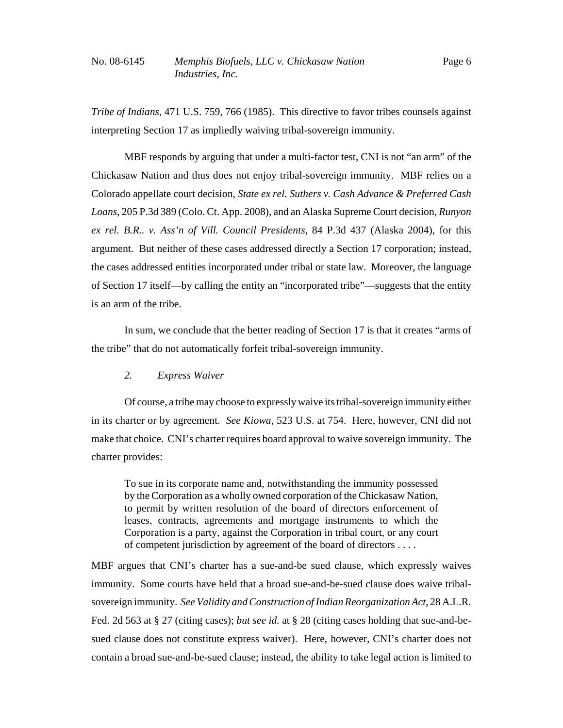*Tribe of Indians*, 471 U.S. 759, 766 (1985). This directive to favor tribes counsels against interpreting Section 17 as impliedly waiving tribal-sovereign immunity.

MBF responds by arguing that under a multi-factor test, CNI is not "an arm" of the Chickasaw Nation and thus does not enjoy tribal-sovereign immunity. MBF relies on a Colorado appellate court decision, *State ex rel. Suthers v. Cash Advance & Preferred Cash Loans*, 205 P.3d 389 (Colo. Ct. App. 2008), and an Alaska Supreme Court decision, *Runyon ex rel. B.R.. v. Ass'n of Vill. Council Presidents*, 84 P.3d 437 (Alaska 2004), for this argument. But neither of these cases addressed directly a Section 17 corporation; instead, the cases addressed entities incorporated under tribal or state law. Moreover, the language of Section 17 itself—by calling the entity an "incorporated tribe"—suggests that the entity is an arm of the tribe.

In sum, we conclude that the better reading of Section 17 is that it creates "arms of the tribe" that do not automatically forfeit tribal-sovereign immunity.

### *2. Express Waiver*

Of course, a tribe may choose to expressly waive its tribal-sovereign immunity either in its charter or by agreement. *See Kiowa*, 523 U.S. at 754. Here, however, CNI did not make that choice. CNI's charter requires board approval to waive sovereign immunity. The charter provides:

> To sue in its corporate name and, notwithstanding the immunity possessed by the Corporation as a wholly owned corporation of the Chickasaw Nation, to permit by written resolution of the board of directors enforcement of leases, contracts, agreements and mortgage instruments to which the Corporation is a party, against the Corporation in tribal court, or any court of competent jurisdiction by agreement of the board of directors . . . .

MBF argues that CNI's charter has a sue-and-be sued clause, which expressly waives immunity. Some courts have held that a broad sue-and-be-sued clause does waive tribal-sovereign immunity. *See Validity and Construction of Indian Reorganization Act*, 28 A.L.R. Fed. 2d 563 at § 27 (citing cases); *but see id.* at § 28 (citing cases holding that sue-and-be-sued clause does not constitute express waiver). Here, however, CNI's charter does not contain a broad sue-and-be-sued clause; instead, the ability to take legal action is limited to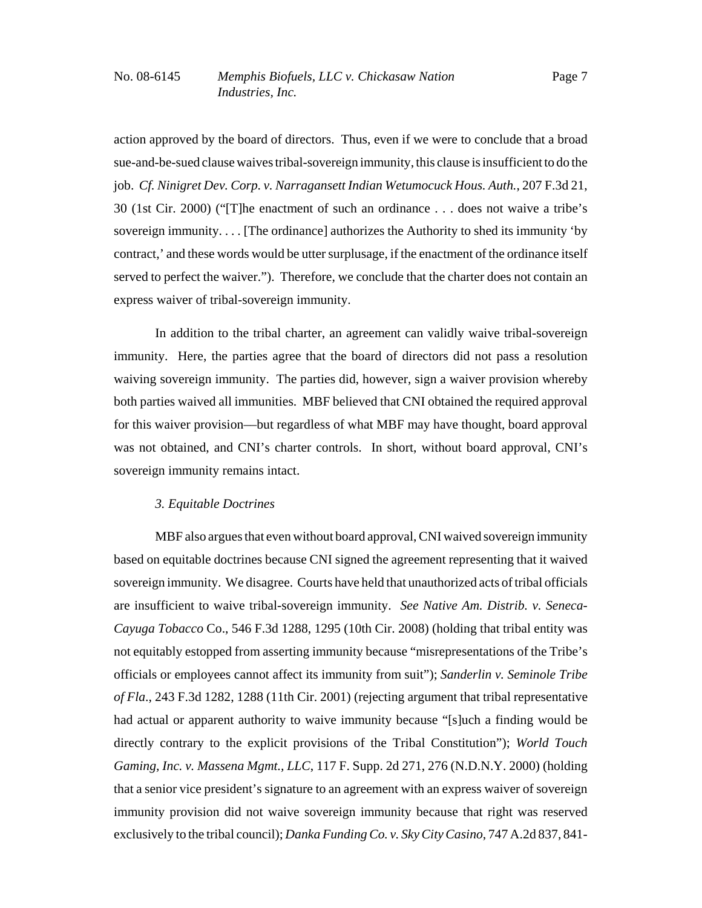action approved by the board of directors. Thus, even if we were to conclude that a broad sue-and-be-sued clause waives tribal-sovereign immunity, this clause is insufficient to do the job. *Cf. Ninigret Dev. Corp. v. Narragansett Indian Wetumocuck Hous. Auth.*, 207 F.3d 21, 30 (1st Cir. 2000) ("[T]he enactment of such an ordinance . . . does not waive a tribe's sovereign immunity. . . . [The ordinance] authorizes the Authority to shed its immunity 'by contract,' and these words would be utter surplusage, if the enactment of the ordinance itself served to perfect the waiver."). Therefore, we conclude that the charter does not contain an express waiver of tribal-sovereign immunity.

In addition to the tribal charter, an agreement can validly waive tribal-sovereign immunity. Here, the parties agree that the board of directors did not pass a resolution waiving sovereign immunity. The parties did, however, sign a waiver provision whereby both parties waived all immunities. MBF believed that CNI obtained the required approval for this waiver provision—but regardless of what MBF may have thought, board approval was not obtained, and CNI's charter controls. In short, without board approval, CNI's sovereign immunity remains intact.

*3. Equitable Doctrines*

MBF also argues that even without board approval, CNI waived sovereign immunity based on equitable doctrines because CNI signed the agreement representing that it waived sovereign immunity. We disagree. Courts have held that unauthorized acts of tribal officials are insufficient to waive tribal-sovereign immunity. *See Native Am. Distrib. v. Seneca-Cayuga Tobacco* Co., 546 F.3d 1288, 1295 (10th Cir. 2008) (holding that tribal entity was not equitably estopped from asserting immunity because "misrepresentations of the Tribe's officials or employees cannot affect its immunity from suit"); *Sanderlin v. Seminole Tribe of Fla*., 243 F.3d 1282, 1288 (11th Cir. 2001) (rejecting argument that tribal representative had actual or apparent authority to waive immunity because "[s]uch a finding would be directly contrary to the explicit provisions of the Tribal Constitution"); *World Touch Gaming, Inc. v. Massena Mgmt., LLC*, 117 F. Supp. 2d 271, 276 (N.D.N.Y. 2000) (holding that a senior vice president's signature to an agreement with an express waiver of sovereign immunity provision did not waive sovereign immunity because that right was reserved exclusively to the tribal council); *Danka Funding Co. v. Sky City Casino*, 747 A.2d 837, 841-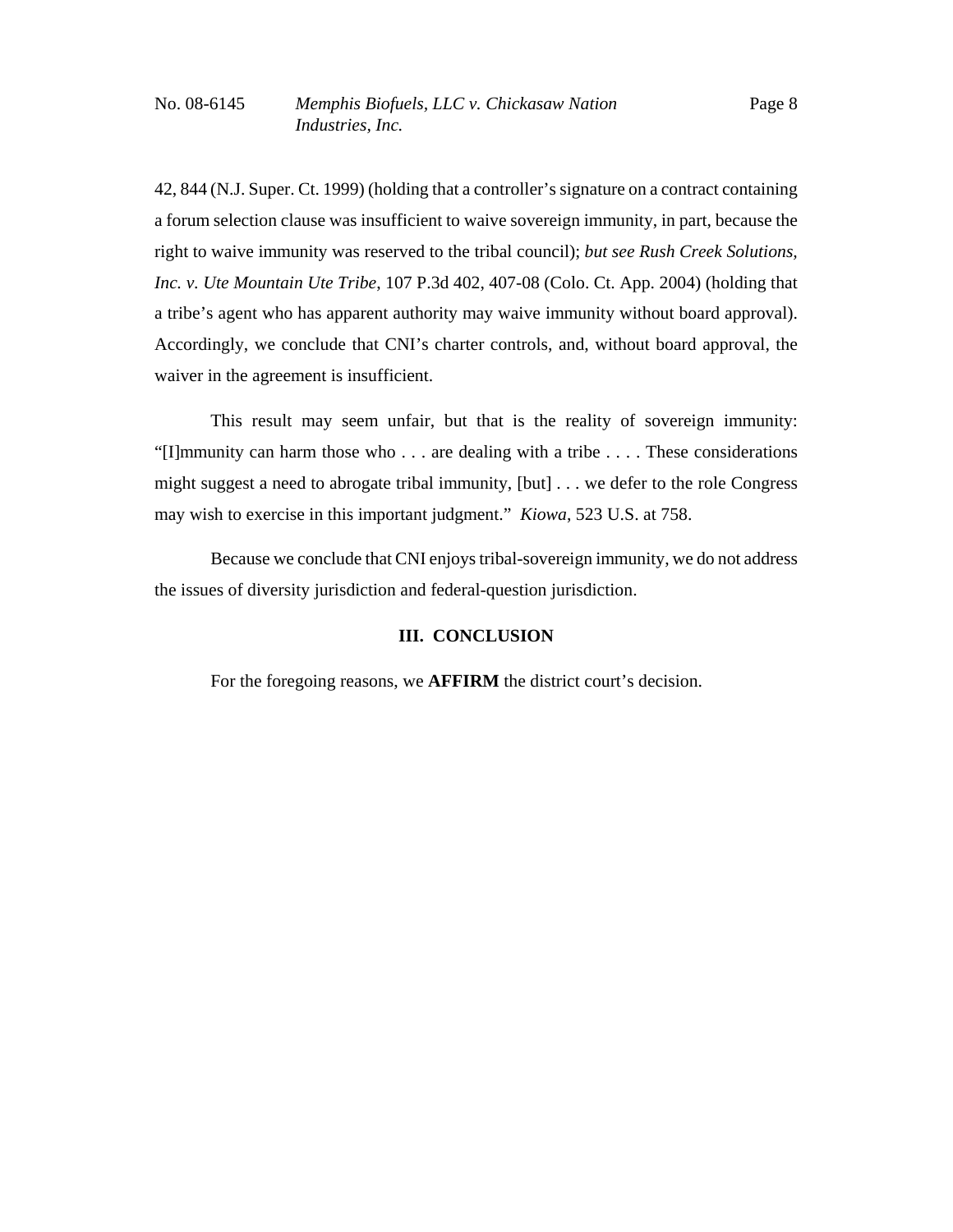42, 844 (N.J. Super. Ct. 1999) (holding that a controller's signature on a contract containing a forum selection clause was insufficient to waive sovereign immunity, in part, because the right to waive immunity was reserved to the tribal council); *but see Rush Creek Solutions, Inc. v. Ute Mountain Ute Tribe*, 107 P.3d 402, 407-08 (Colo. Ct. App. 2004) (holding that a tribe's agent who has apparent authority may waive immunity without board approval). Accordingly, we conclude that CNI's charter controls, and, without board approval, the waiver in the agreement is insufficient.

This result may seem unfair, but that is the reality of sovereign immunity: "[I]mmunity can harm those who . . . are dealing with a tribe . . . . These considerations might suggest a need to abrogate tribal immunity, [but] . . . we defer to the role Congress may wish to exercise in this important judgment." *Kiowa*, 523 U.S. at 758.

Because we conclude that CNI enjoys tribal-sovereign immunity, we do not address the issues of diversity jurisdiction and federal-question jurisdiction.

### III. CONCLUSION

For the foregoing reasons, we **AFFIRM** the district court's decision.